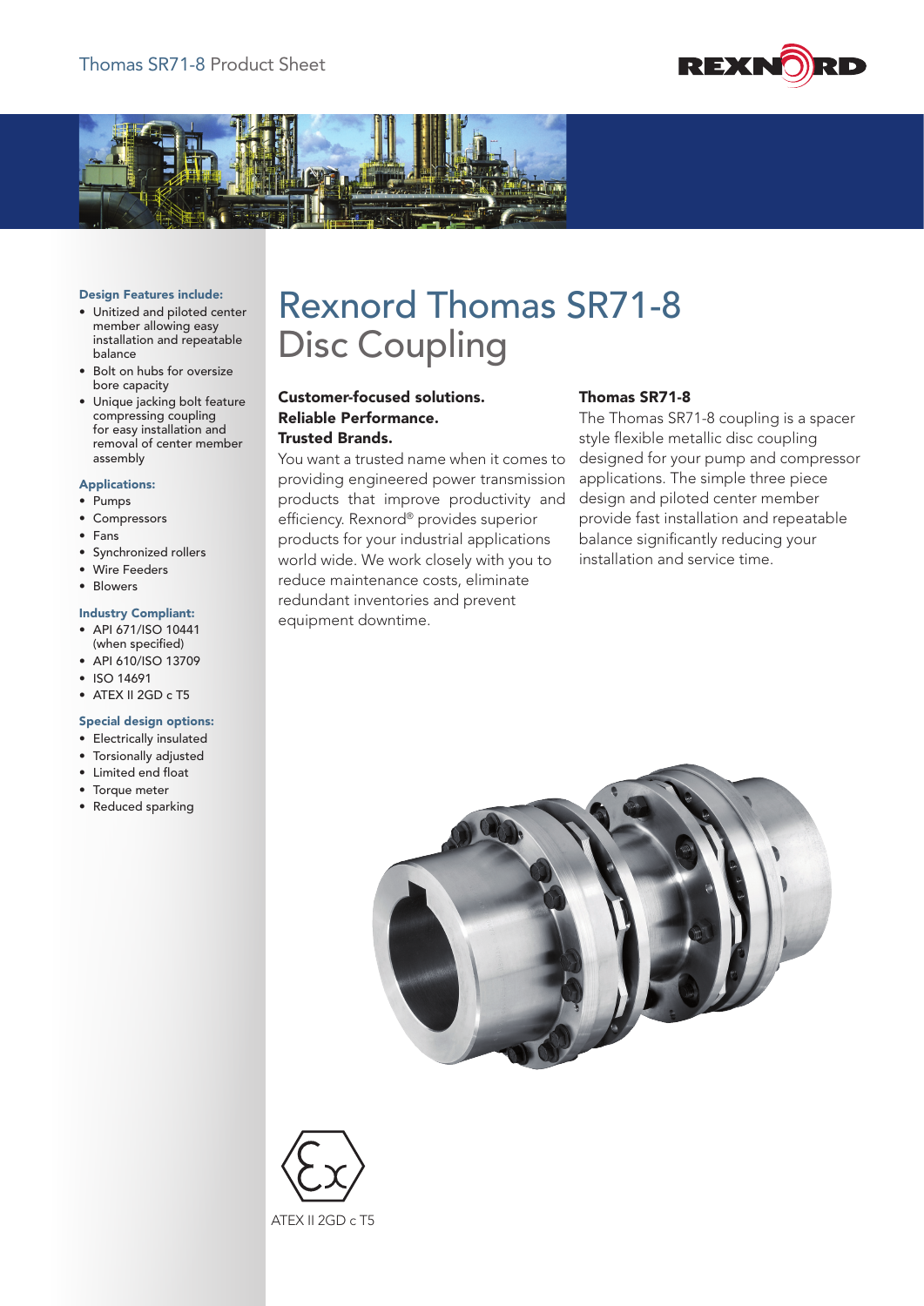# Rexnord Thomas SR71-8 Disc Coupling

**Design Features include:**

- Unitized and piloted center member allowing easy installation and repeatable balance
- Bolt on hubs for oversize bore capacity
- Unique jacking bolt feature compressing coupling for easy installation and removal of center member assembly

**Applications:**

- Pumps
- Compressors
- Fans
- Synchronized rollers
- Wire Feeders
- Blowers

**Industry Compliant:**

- API 671/ISO 10441 (when specified)
- API 610/ISO 13709
- ISO 14691
- ATEX II 2GD c T5

**Special design options:**

- Electrically insulated
- Torsionally adjusted
- Limited end float
- Torque meter
- Reduced sparking

**Customer-focused solutions.**
**Reliable Performance.**
**Trusted Brands.**

You want a trusted name when it comes to providing engineered power transmission products that improve productivity and efficiency. Rexnord® provides superior products for your industrial applications world wide. We work closely with you to reduce maintenance costs, eliminate redundant inventories and prevent equipment downtime.

**Thomas SR71-8**

The Thomas SR71-8 coupling is a spacer style flexible metallic disc coupling designed for your pump and compressor applications. The simple three piece design and piloted center member provide fast installation and repeatable balance significantly reducing your installation and service time.

ATEX II 2GD c T5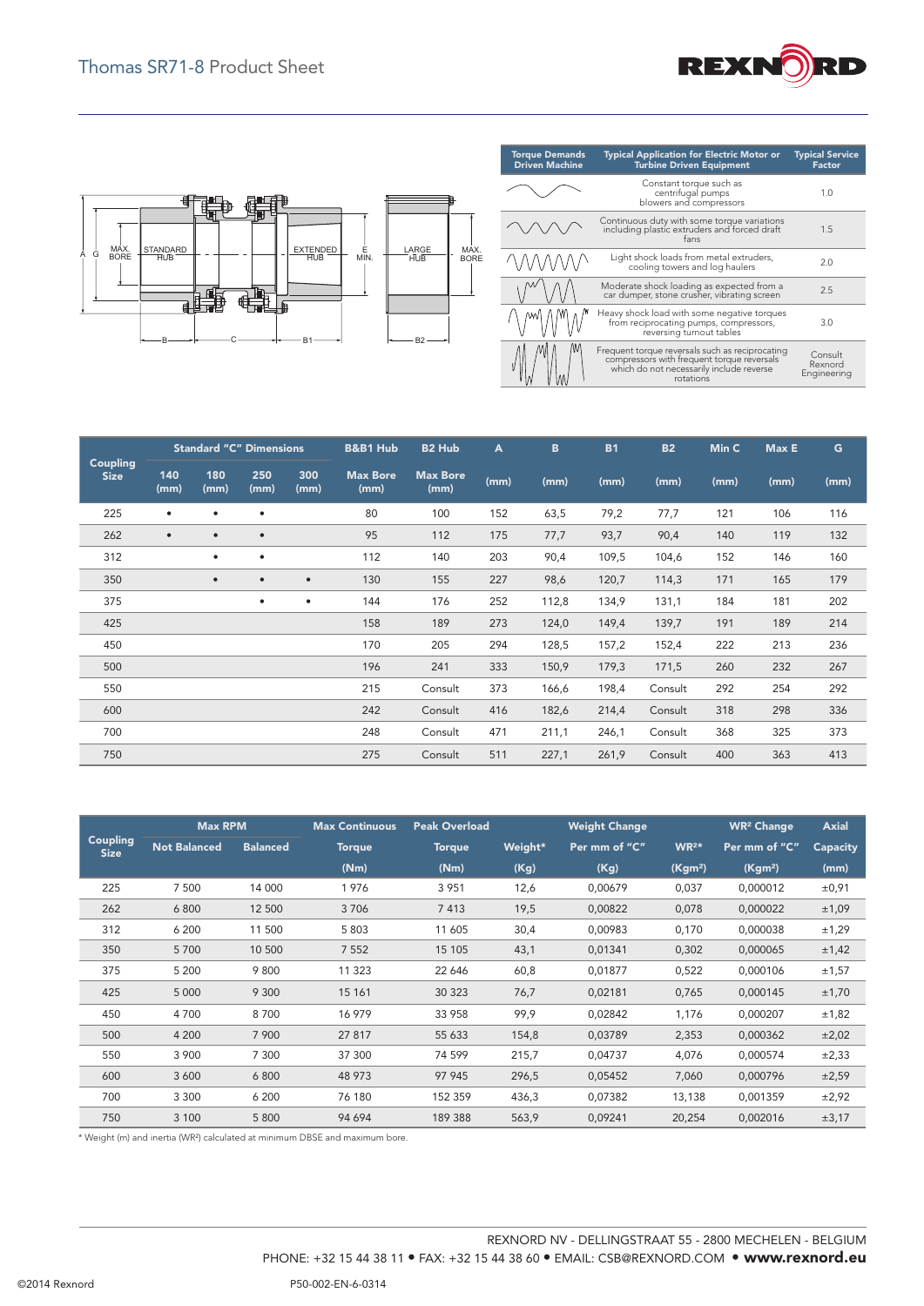# Thomas SR71-8 Product Sheet

A G MAX. BORE STANDARD HUB EXTENDED HUB E MIN. LARGE HUB MAX. BORE

B C B1 B2

| Torque Demands Driven Machine | Typical Application for Electric Motor or Turbine Driven Equipment | Typical Service Factor |
|---|---|---|
| | Constant torque such as centrifugal pumps blowers and compressors | 1.0 |
| | Continuous duty with some torque variations including plastic extruders and forced draft fans | 1.5 |
| | Light shock loads from metal extruders, cooling towers and log haulers | 2.0 |
| | Moderate shock loading as expected from a car dumper, stone crusher, vibrating screen | 2.5 |
| | Heavy shock load with some negative torques from reciprocating pumps, compressors, reversing turnout tables | 3.0 |
| | Frequent torque reversals such as reciprocating compressors with frequent torque reversals which do not necessarily include reverse rotations | Consult Rexnord Engineering |

| Coupling Size | Standard "C" Dimensions | | | | B&B1 Hub | B2 Hub | A | B | B1 | B2 | Min C | Max E | G |
|---|---|---|---|---|---|---|---|---|---|---|---|---|---|
| | 140 (mm) | 180 (mm) | 250 (mm) | 300 (mm) | Max Bore (mm) | Max Bore (mm) | (mm) | (mm) | (mm) | (mm) | (mm) | (mm) | (mm) |
| 225 | • | • | • | | 80 | 100 | 152 | 63,5 | 79,2 | 77,7 | 121 | 106 | 116 |
| 262 | • | • | • | | 95 | 112 | 175 | 77,7 | 93,7 | 90,4 | 140 | 119 | 132 |
| 312 | | • | • | | 112 | 140 | 203 | 90,4 | 109,5 | 104,6 | 152 | 146 | 160 |
| 350 | | • | • | • | 130 | 155 | 227 | 98,6 | 120,7 | 114,3 | 171 | 165 | 179 |
| 375 | | | • | • | 144 | 176 | 252 | 112,8 | 134,9 | 131,1 | 184 | 181 | 202 |
| 425 | | | | | 158 | 189 | 273 | 124,0 | 149,4 | 139,7 | 191 | 189 | 214 |
| 450 | | | | | 170 | 205 | 294 | 128,5 | 157,2 | 152,4 | 222 | 213 | 236 |
| 500 | | | | | 196 | 241 | 333 | 150,9 | 179,3 | 171,5 | 260 | 232 | 267 |
| 550 | | | | | 215 | Consult | 373 | 166,6 | 198,4 | Consult | 292 | 254 | 292 |
| 600 | | | | | 242 | Consult | 416 | 182,6 | 214,4 | Consult | 318 | 298 | 336 |
| 700 | | | | | 248 | Consult | 471 | 211,1 | 246,1 | Consult | 368 | 325 | 373 |
| 750 | | | | | 275 | Consult | 511 | 227,1 | 261,9 | Consult | 400 | 363 | 413 |

| Coupling Size | Max RPM | | Max Continuous Torque | Peak Overload Torque | Weight* | Weight Change Per mm of "C" | WR²* | WR² Change Per mm of "C" | Axial Capacity |
|---|---|---|---|---|---|---|---|---|---|
| | Not Balanced | Balanced | (Nm) | (Nm) | (Kg) | (Kg) | (Kgm²) | (Kgm²) | (mm) |
| 225 | 7 500 | 14 000 | 1 976 | 3 951 | 12,6 | 0,00679 | 0,037 | 0,000012 | ±0,91 |
| 262 | 6 800 | 12 500 | 3 706 | 7 413 | 19,5 | 0,00822 | 0,078 | 0,000022 | ±1,09 |
| 312 | 6 200 | 11 500 | 5 803 | 11 605 | 30,4 | 0,00983 | 0,170 | 0,000038 | ±1,29 |
| 350 | 5 700 | 10 500 | 7 552 | 15 105 | 43,1 | 0,01341 | 0,302 | 0,000065 | ±1,42 |
| 375 | 5 200 | 9 800 | 11 323 | 22 646 | 60,8 | 0,01877 | 0,522 | 0,000106 | ±1,57 |
| 425 | 5 000 | 9 300 | 15 161 | 30 323 | 76,7 | 0,02181 | 0,765 | 0,000145 | ±1,70 |
| 450 | 4 700 | 8 700 | 16 979 | 33 958 | 99,9 | 0,02842 | 1,176 | 0,000207 | ±1,82 |
| 500 | 4 200 | 7 900 | 27 817 | 55 633 | 154,8 | 0,03789 | 2,353 | 0,000362 | ±2,02 |
| 550 | 3 900 | 7 300 | 37 300 | 74 599 | 215,7 | 0,04737 | 4,076 | 0,000574 | ±2,33 |
| 600 | 3 600 | 6 800 | 48 973 | 97 945 | 296,5 | 0,05452 | 7,060 | 0,000796 | ±2,59 |
| 700 | 3 300 | 6 200 | 76 180 | 152 359 | 436,3 | 0,07382 | 13,138 | 0,001359 | ±2,92 |
| 750 | 3 100 | 5 800 | 94 694 | 189 388 | 563,9 | 0,09241 | 20,254 | 0,002016 | ±3,17 |

* Weight (m) and inertia (WR²) calculated at minimum DBSE and maximum bore.

REXNORD NV - DELLINGSTRAAT 55 - 2800 MECHELEN - BELGIUM
PHONE: +32 15 44 38 11 • FAX: +32 15 44 38 60 • EMAIL: CSB@REXNORD.COM • **www.rexnord.eu**

©2014 Rexnord P50-002-EN-6-0314